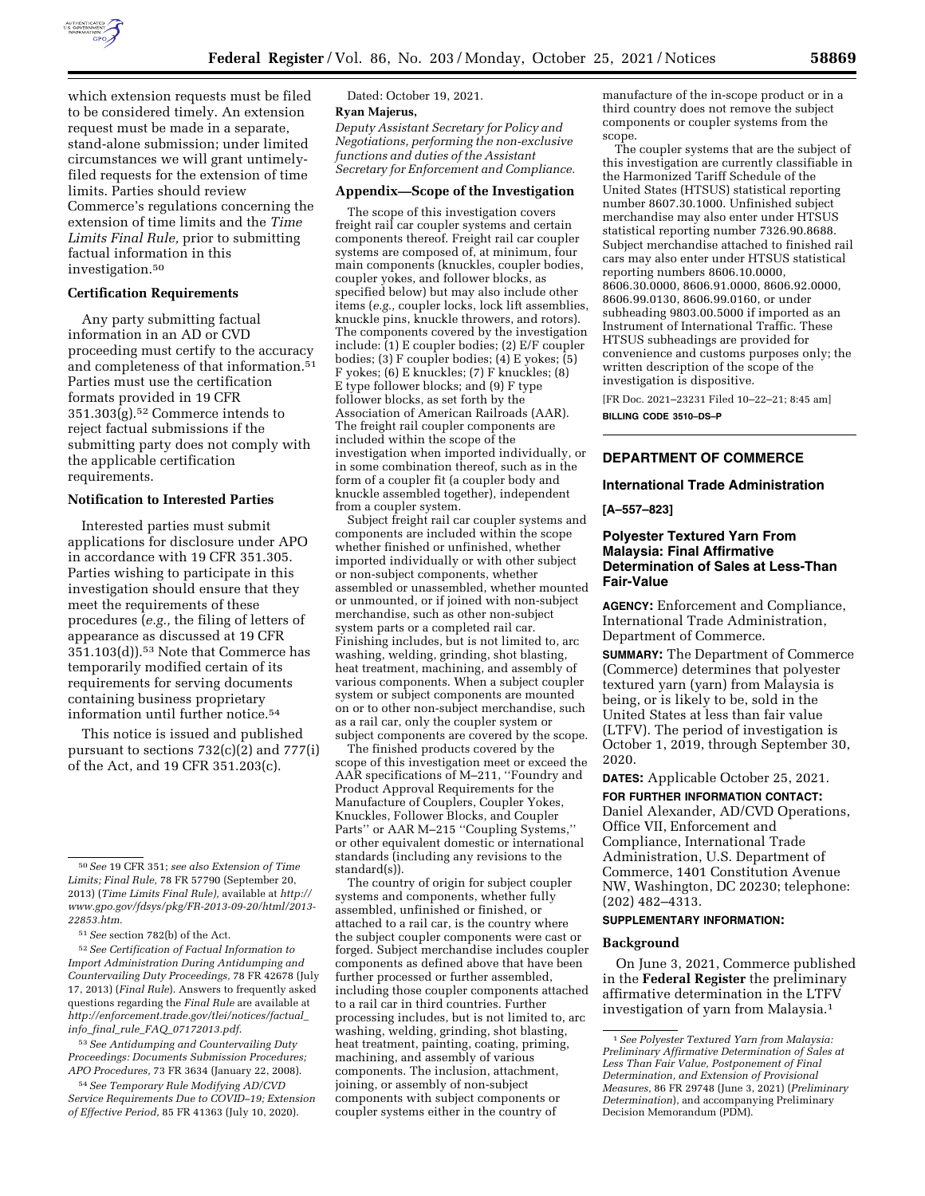which extension requests must be filed to be considered timely. An extension request must be made in a separate, stand-alone submission; under limited circumstances we will grant untimely-filed requests for the extension of time limits. Parties should review Commerce's regulations concerning the extension of time limits and the *Time Limits Final Rule,* prior to submitting factual information in this investigation.[50]

### Certification Requirements

Any party submitting factual information in an AD or CVD proceeding must certify to the accuracy and completeness of that information.[51] Parties must use the certification formats provided in 19 CFR 351.303(g).[52] Commerce intends to reject factual submissions if the submitting party does not comply with the applicable certification requirements.

### Notification to Interested Parties

Interested parties must submit applications for disclosure under APO in accordance with 19 CFR 351.305. Parties wishing to participate in this investigation should ensure that they meet the requirements of these procedures (*e.g.,* the filing of letters of appearance as discussed at 19 CFR 351.103(d)).[53] Note that Commerce has temporarily modified certain of its requirements for serving documents containing business proprietary information until further notice.[54]

This notice is issued and published pursuant to sections 732(c)(2) and 777(i) of the Act, and 19 CFR 351.203(c).

Dated: October 19, 2021.

**Ryan Majerus,**

*Deputy Assistant Secretary for Policy and Negotiations, performing the non-exclusive functions and duties of the Assistant Secretary for Enforcement and Compliance.*

### Appendix—Scope of the Investigation

The scope of this investigation covers freight rail car coupler systems and certain components thereof. Freight rail car coupler systems are composed of, at minimum, four main components (knuckles, coupler bodies, coupler yokes, and follower blocks, as specified below) but may also include other items (*e.g.,* coupler locks, lock lift assemblies, knuckle pins, knuckle throwers, and rotors). The components covered by the investigation include: (1) E coupler bodies; (2) E/F coupler bodies; (3) F coupler bodies; (4) E yokes; (5) F yokes; (6) E knuckles; (7) F knuckles; (8) E type follower blocks; and (9) F type follower blocks, as set forth by the Association of American Railroads (AAR). The freight rail coupler components are included within the scope of the investigation when imported individually, or in some combination thereof, such as in the form of a coupler fit (a coupler body and knuckle assembled together), independent from a coupler system.

Subject freight rail car coupler systems and components are included within the scope whether finished or unfinished, whether imported individually or with other subject or non-subject components, whether assembled or unassembled, whether mounted or unmounted, or if joined with non-subject merchandise, such as other non-subject system parts or a completed rail car. Finishing includes, but is not limited to, arc washing, welding, grinding, shot blasting, heat treatment, machining, and assembly of various components. When a subject coupler system or subject components are mounted on or to other non-subject merchandise, such as a rail car, only the coupler system or subject components are covered by the scope.

The finished products covered by the scope of this investigation meet or exceed the AAR specifications of M–211, "Foundry and Product Approval Requirements for the Manufacture of Couplers, Coupler Yokes, Knuckles, Follower Blocks, and Coupler Parts" or AAR M–215 "Coupling Systems," or other equivalent domestic or international standards (including any revisions to the standard(s)).

The country of origin for subject coupler systems and components, whether fully assembled, unfinished or finished, or attached to a rail car, is the country where the subject coupler components were cast or forged. Subject merchandise includes coupler components as defined above that have been further processed or further assembled, including those coupler components attached to a rail car in third countries. Further processing includes, but is not limited to, arc washing, welding, grinding, shot blasting, heat treatment, painting, coating, priming, machining, and assembly of various components. The inclusion, attachment, joining, or assembly of non-subject components with subject components or coupler systems either in the country of manufacture of the in-scope product or in a third country does not remove the subject components or coupler systems from the scope.

The coupler systems that are the subject of this investigation are currently classifiable in the Harmonized Tariff Schedule of the United States (HTSUS) statistical reporting number 8607.30.1000. Unfinished subject merchandise may also enter under HTSUS statistical reporting number 7326.90.8688. Subject merchandise attached to finished rail cars may also enter under HTSUS statistical reporting numbers 8606.10.0000, 8606.30.0000, 8606.91.0000, 8606.92.0000, 8606.99.0130, 8606.99.0160, or under subheading 9803.00.5000 if imported as an Instrument of International Traffic. These HTSUS subheadings are provided for convenience and customs purposes only; the written description of the scope of the investigation is dispositive.

[FR Doc. 2021–23231 Filed 10–22–21; 8:45 am]

**BILLING CODE 3510–DS–P**

## DEPARTMENT OF COMMERCE

### International Trade Administration

**[A–557–823]**

### Polyester Textured Yarn From Malaysia: Final Affirmative Determination of Sales at Less-Than Fair-Value

**AGENCY:** Enforcement and Compliance, International Trade Administration, Department of Commerce.

**SUMMARY:** The Department of Commerce (Commerce) determines that polyester textured yarn (yarn) from Malaysia is being, or is likely to be, sold in the United States at less than fair value (LTFV). The period of investigation is October 1, 2019, through September 30, 2020.

**DATES:** Applicable October 25, 2021.

**FOR FURTHER INFORMATION CONTACT:** Daniel Alexander, AD/CVD Operations, Office VII, Enforcement and Compliance, International Trade Administration, U.S. Department of Commerce, 1401 Constitution Avenue NW, Washington, DC 20230; telephone: (202) 482–4313.

**SUPPLEMENTARY INFORMATION:**

### Background

On June 3, 2021, Commerce published in the **Federal Register** the preliminary affirmative determination in the LTFV investigation of yarn from Malaysia.[1]

---

[50] *See* 19 CFR 351; *see also Extension of Time Limits; Final Rule,* 78 FR 57790 (September 20, 2013) (*Time Limits Final Rule),* available at *http://www.gpo.gov/fdsys/pkg/FR-2013-09-20/html/2013-22853.htm.*

[51] *See* section 782(b) of the Act.

[52] *See Certification of Factual Information to Import Administration During Antidumping and Countervailing Duty Proceedings,* 78 FR 42678 (July 17, 2013) (*Final Rule*). Answers to frequently asked questions regarding the *Final Rule* are available at *http://enforcement.trade.gov/tlei/notices/factual_info_final_rule_FAQ_07172013.pdf.*

[53] *See Antidumping and Countervailing Duty Proceedings: Documents Submission Procedures; APO Procedures,* 73 FR 3634 (January 22, 2008).

[54] *See Temporary Rule Modifying AD/CVD Service Requirements Due to COVID–19; Extension of Effective Period,* 85 FR 41363 (July 10, 2020).

[1] *See Polyester Textured Yarn from Malaysia: Preliminary Affirmative Determination of Sales at Less Than Fair Value, Postponement of Final Determination, and Extension of Provisional Measures,* 86 FR 29748 (June 3, 2021) (*Preliminary Determination*), and accompanying Preliminary Decision Memorandum (PDM).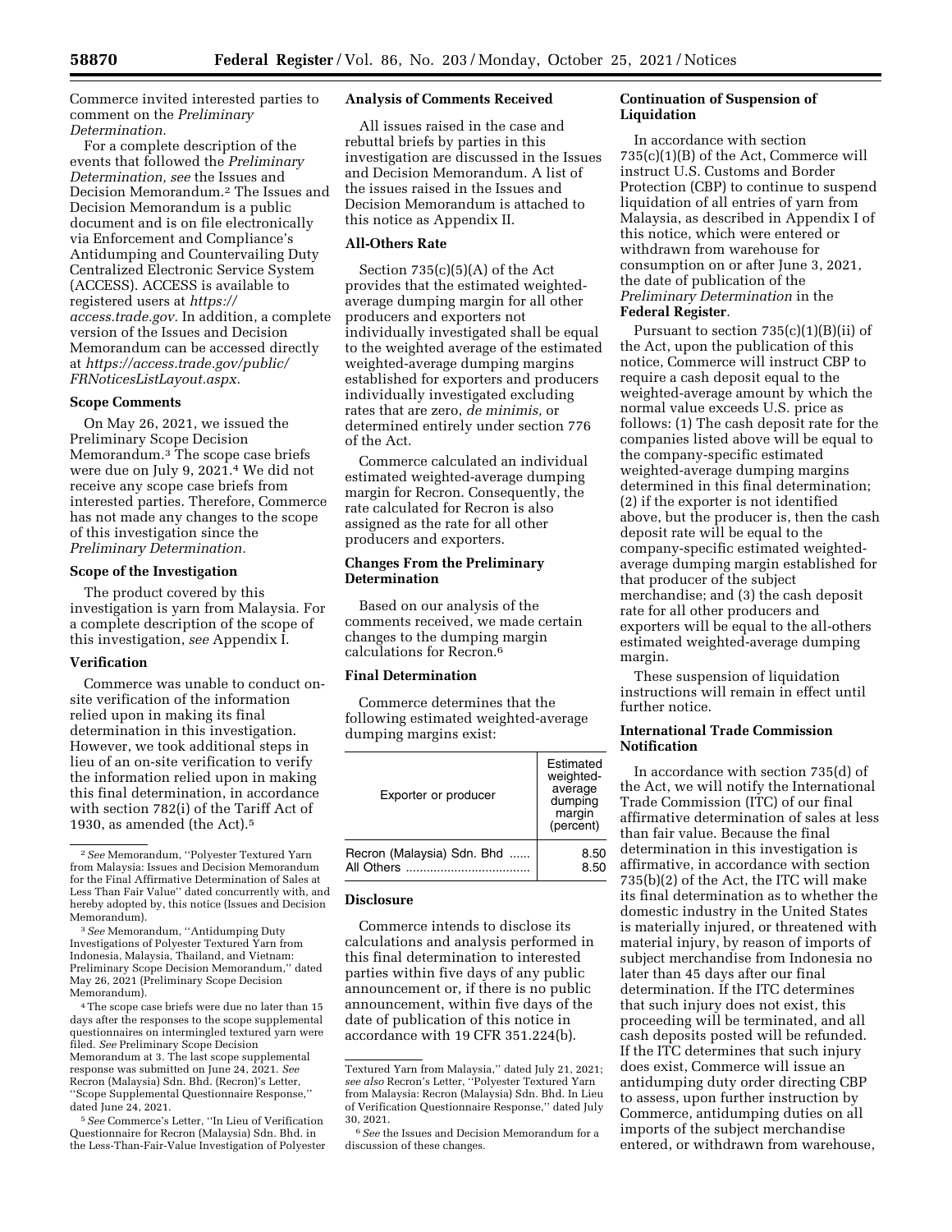Commerce invited interested parties to comment on the *Preliminary Determination.*

For a complete description of the events that followed the *Preliminary Determination, see* the Issues and Decision Memorandum.[2] The Issues and Decision Memorandum is a public document and is on file electronically via Enforcement and Compliance's Antidumping and Countervailing Duty Centralized Electronic Service System (ACCESS). ACCESS is available to registered users at *https://access.trade.gov.* In addition, a complete version of the Issues and Decision Memorandum can be accessed directly at *https://access.trade.gov/public/FRNoticesListLayout.aspx.*

### Scope Comments

On May 26, 2021, we issued the Preliminary Scope Decision Memorandum.[3] The scope case briefs were due on July 9, 2021.[4] We did not receive any scope case briefs from interested parties. Therefore, Commerce has not made any changes to the scope of this investigation since the *Preliminary Determination.*

### Scope of the Investigation

The product covered by this investigation is yarn from Malaysia. For a complete description of the scope of this investigation, *see* Appendix I.

### Verification

Commerce was unable to conduct on-site verification of the information relied upon in making its final determination in this investigation. However, we took additional steps in lieu of an on-site verification to verify the information relied upon in making this final determination, in accordance with section 782(i) of the Tariff Act of 1930, as amended (the Act).[5]

### Analysis of Comments Received

All issues raised in the case and rebuttal briefs by parties in this investigation are discussed in the Issues and Decision Memorandum. A list of the issues raised in the Issues and Decision Memorandum is attached to this notice as Appendix II.

### All-Others Rate

Section 735(c)(5)(A) of the Act provides that the estimated weighted-average dumping margin for all other producers and exporters not individually investigated shall be equal to the weighted average of the estimated weighted-average dumping margins established for exporters and producers individually investigated excluding rates that are zero, *de minimis,* or determined entirely under section 776 of the Act.

Commerce calculated an individual estimated weighted-average dumping margin for Recron. Consequently, the rate calculated for Recron is also assigned as the rate for all other producers and exporters.

### Changes From the Preliminary Determination

Based on our analysis of the comments received, we made certain changes to the dumping margin calculations for Recron.[6]

### Final Determination

Commerce determines that the following estimated weighted-average dumping margins exist:

| Exporter or producer | Estimated weighted-average dumping margin (percent) |
|---|---|
| Recron (Malaysia) Sdn. Bhd | 8.50 |
| All Others | 8.50 |

### Disclosure

Commerce intends to disclose its calculations and analysis performed in this final determination to interested parties within five days of any public announcement or, if there is no public announcement, within five days of the date of publication of this notice in accordance with 19 CFR 351.224(b).

### Continuation of Suspension of Liquidation

In accordance with section 735(c)(1)(B) of the Act, Commerce will instruct U.S. Customs and Border Protection (CBP) to continue to suspend liquidation of all entries of yarn from Malaysia, as described in Appendix I of this notice, which were entered or withdrawn from warehouse for consumption on or after June 3, 2021, the date of publication of the *Preliminary Determination* in the **Federal Register**.

Pursuant to section 735(c)(1)(B)(ii) of the Act, upon the publication of this notice, Commerce will instruct CBP to require a cash deposit equal to the weighted-average amount by which the normal value exceeds U.S. price as follows: (1) The cash deposit rate for the companies listed above will be equal to the company-specific estimated weighted-average dumping margins determined in this final determination; (2) if the exporter is not identified above, but the producer is, then the cash deposit rate will be equal to the company-specific estimated weighted-average dumping margin established for that producer of the subject merchandise; and (3) the cash deposit rate for all other producers and exporters will be equal to the all-others estimated weighted-average dumping margin.

These suspension of liquidation instructions will remain in effect until further notice.

### International Trade Commission Notification

In accordance with section 735(d) of the Act, we will notify the International Trade Commission (ITC) of our final affirmative determination of sales at less than fair value. Because the final determination in this investigation is affirmative, in accordance with section 735(b)(2) of the Act, the ITC will make its final determination as to whether the domestic industry in the United States is materially injured, or threatened with material injury, by reason of imports of subject merchandise from Indonesia no later than 45 days after our final determination. If the ITC determines that such injury does not exist, this proceeding will be terminated, and all cash deposits posted will be refunded. If the ITC determines that such injury does exist, Commerce will issue an antidumping duty order directing CBP to assess, upon further instruction by Commerce, antidumping duties on all imports of the subject merchandise entered, or withdrawn from warehouse,

---

[2] *See* Memorandum, "Polyester Textured Yarn from Malaysia: Issues and Decision Memorandum for the Final Affirmative Determination of Sales at Less Than Fair Value" dated concurrently with, and hereby adopted by, this notice (Issues and Decision Memorandum).

[3] *See* Memorandum, "Antidumping Duty Investigations of Polyester Textured Yarn from Indonesia, Malaysia, Thailand, and Vietnam: Preliminary Scope Decision Memorandum," dated May 26, 2021 (Preliminary Scope Decision Memorandum).

[4] The scope case briefs were due no later than 15 days after the responses to the scope supplemental questionnaires on intermingled textured yarn were filed. *See* Preliminary Scope Decision Memorandum at 3. The last scope supplemental response was submitted on June 24, 2021. *See* Recron (Malaysia) Sdn. Bhd. (Recron)'s Letter, "Scope Supplemental Questionnaire Response," dated June 24, 2021.

[5] *See* Commerce's Letter, "In Lieu of Verification Questionnaire for Recron (Malaysia) Sdn. Bhd. in the Less-Than-Fair-Value Investigation of Polyester Textured Yarn from Malaysia," dated July 21, 2021; *see also* Recron's Letter, "Polyester Textured Yarn from Malaysia: Recron (Malaysia) Sdn. Bhd. In Lieu of Verification Questionnaire Response," dated July 30, 2021.

[6] *See* the Issues and Decision Memorandum for a discussion of these changes.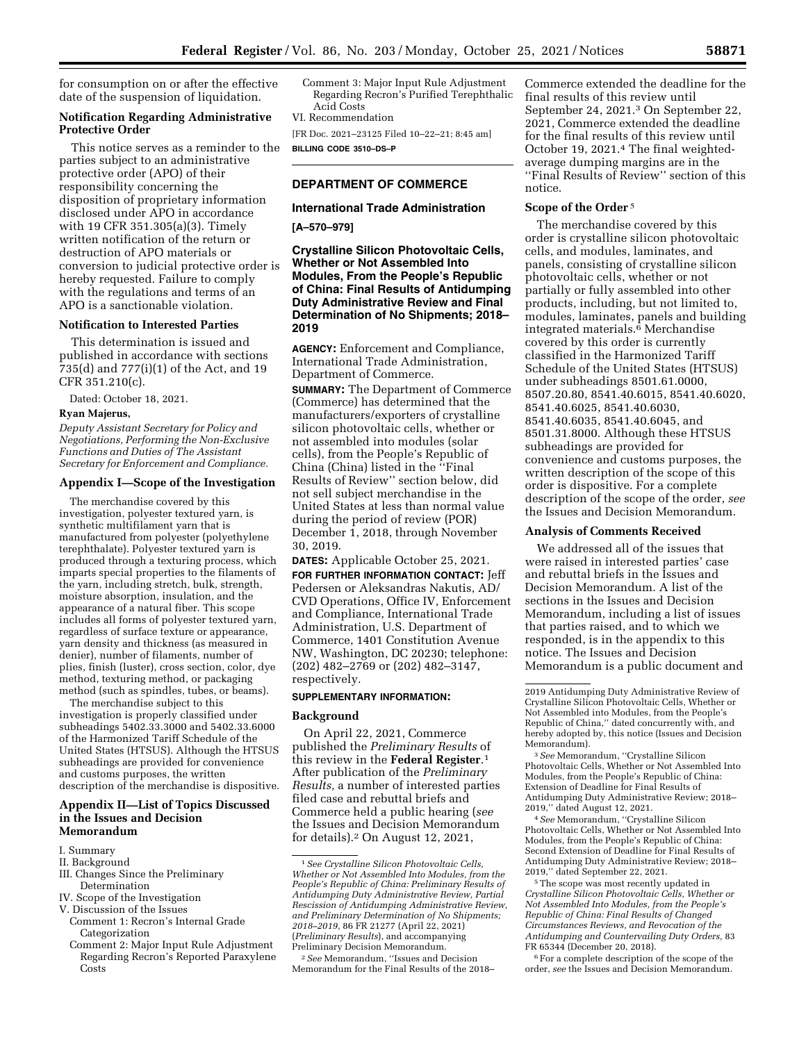for consumption on or after the effective date of the suspension of liquidation.

### Notification Regarding Administrative Protective Order

This notice serves as a reminder to the parties subject to an administrative protective order (APO) of their responsibility concerning the disposition of proprietary information disclosed under APO in accordance with 19 CFR 351.305(a)(3). Timely written notification of the return or destruction of APO materials or conversion to judicial protective order is hereby requested. Failure to comply with the regulations and terms of an APO is a sanctionable violation.

### Notification to Interested Parties

This determination is issued and published in accordance with sections 735(d) and 777(i)(1) of the Act, and 19 CFR 351.210(c).

Dated: October 18, 2021.

**Ryan Majerus,**

*Deputy Assistant Secretary for Policy and Negotiations, Performing the Non-Exclusive Functions and Duties of The Assistant Secretary for Enforcement and Compliance.*

### Appendix I—Scope of the Investigation

The merchandise covered by this investigation, polyester textured yarn, is synthetic multifilament yarn that is manufactured from polyester (polyethylene terephthalate). Polyester textured yarn is produced through a texturing process, which imparts special properties to the filaments of the yarn, including stretch, bulk, strength, moisture absorption, insulation, and the appearance of a natural fiber. This scope includes all forms of polyester textured yarn, regardless of surface texture or appearance, yarn density and thickness (as measured in denier), number of filaments, number of plies, finish (luster), cross section, color, dye method, texturing method, or packaging method (such as spindles, tubes, or beams).

The merchandise subject to this investigation is properly classified under subheadings 5402.33.3000 and 5402.33.6000 of the Harmonized Tariff Schedule of the United States (HTSUS). Although the HTSUS subheadings are provided for convenience and customs purposes, the written description of the merchandise is dispositive.

### Appendix II—List of Topics Discussed in the Issues and Decision Memorandum

I. Summary
II. Background
III. Changes Since the Preliminary Determination
IV. Scope of the Investigation
V. Discussion of the Issues
  Comment 1: Recron's Internal Grade Categorization
  Comment 2: Major Input Rule Adjustment Regarding Recron's Reported Paraxylene Costs
  Comment 3: Major Input Rule Adjustment Regarding Recron's Purified Terephthalic Acid Costs
VI. Recommendation

[FR Doc. 2021–23125 Filed 10–22–21; 8:45 am]

**BILLING CODE 3510–DS–P**

## DEPARTMENT OF COMMERCE

### International Trade Administration

**[A–570–979]**

### Crystalline Silicon Photovoltaic Cells, Whether or Not Assembled Into Modules, From the People's Republic of China: Final Results of Antidumping Duty Administrative Review and Final Determination of No Shipments; 2018–2019

**AGENCY:** Enforcement and Compliance, International Trade Administration, Department of Commerce.

**SUMMARY:** The Department of Commerce (Commerce) has determined that the manufacturers/exporters of crystalline silicon photovoltaic cells, whether or not assembled into modules (solar cells), from the People's Republic of China (China) listed in the "Final Results of Review" section below, did not sell subject merchandise in the United States at less than normal value during the period of review (POR) December 1, 2018, through November 30, 2019.

**DATES:** Applicable October 25, 2021.

**FOR FURTHER INFORMATION CONTACT:** Jeff Pedersen or Aleksandras Nakutis, AD/CVD Operations, Office IV, Enforcement and Compliance, International Trade Administration, U.S. Department of Commerce, 1401 Constitution Avenue NW, Washington, DC 20230; telephone: (202) 482–2769 or (202) 482–3147, respectively.

**SUPPLEMENTARY INFORMATION:**

### Background

On April 22, 2021, Commerce published the *Preliminary Results* of this review in the **Federal Register**.[1] After publication of the *Preliminary Results,* a number of interested parties filed case and rebuttal briefs and Commerce held a public hearing (*see* the Issues and Decision Memorandum for details).[2] On August 12, 2021, Commerce extended the deadline for the final results of this review until September 24, 2021.[3] On September 22, 2021, Commerce extended the deadline for the final results of this review until October 19, 2021.[4] The final weighted-average dumping margins are in the "Final Results of Review" section of this notice.

### Scope of the Order [5]

The merchandise covered by this order is crystalline silicon photovoltaic cells, and modules, laminates, and panels, consisting of crystalline silicon photovoltaic cells, whether or not partially or fully assembled into other products, including, but not limited to, modules, laminates, panels and building integrated materials.[6] Merchandise covered by this order is currently classified in the Harmonized Tariff Schedule of the United States (HTSUS) under subheadings 8501.61.0000, 8507.20.80, 8541.40.6015, 8541.40.6020, 8541.40.6025, 8541.40.6030, 8541.40.6035, 8541.40.6045, and 8501.31.8000. Although these HTSUS subheadings are provided for convenience and customs purposes, the written description of the scope of this order is dispositive. For a complete description of the scope of the order, *see* the Issues and Decision Memorandum.

### Analysis of Comments Received

We addressed all of the issues that were raised in interested parties' case and rebuttal briefs in the Issues and Decision Memorandum. A list of the sections in the Issues and Decision Memorandum, including a list of issues that parties raised, and to which we responded, is in the appendix to this notice. The Issues and Decision Memorandum is a public document and

---

[1] *See Crystalline Silicon Photovoltaic Cells, Whether or Not Assembled Into Modules, from the People's Republic of China: Preliminary Results of Antidumping Duty Administrative Review, Partial Rescission of Antidumping Administrative Review, and Preliminary Determination of No Shipments; 2018–2019,* 86 FR 21277 (April 22, 2021) (*Preliminary Results*), and accompanying Preliminary Decision Memorandum.

[2] *See* Memorandum, "Issues and Decision Memorandum for the Final Results of the 2018–2019 Antidumping Duty Administrative Review of Crystalline Silicon Photovoltaic Cells, Whether or Not Assembled into Modules, from the People's Republic of China," dated concurrently with, and hereby adopted by, this notice (Issues and Decision Memorandum).

[3] *See* Memorandum, "Crystalline Silicon Photovoltaic Cells, Whether or Not Assembled Into Modules, from the People's Republic of China: Extension of Deadline for Final Results of Antidumping Duty Administrative Review; 2018–2019," dated August 12, 2021.

[4] *See* Memorandum, "Crystalline Silicon Photovoltaic Cells, Whether or Not Assembled Into Modules, from the People's Republic of China: Second Extension of Deadline for Final Results of Antidumping Duty Administrative Review; 2018–2019," dated September 22, 2021.

[5] The scope was most recently updated in *Crystalline Silicon Photovoltaic Cells, Whether or Not Assembled Into Modules, from the People's Republic of China: Final Results of Changed Circumstances Reviews, and Revocation of the Antidumping and Countervailing Duty Orders,* 83 FR 65344 (December 20, 2018).

[6] For a complete description of the scope of the order, *see* the Issues and Decision Memorandum.